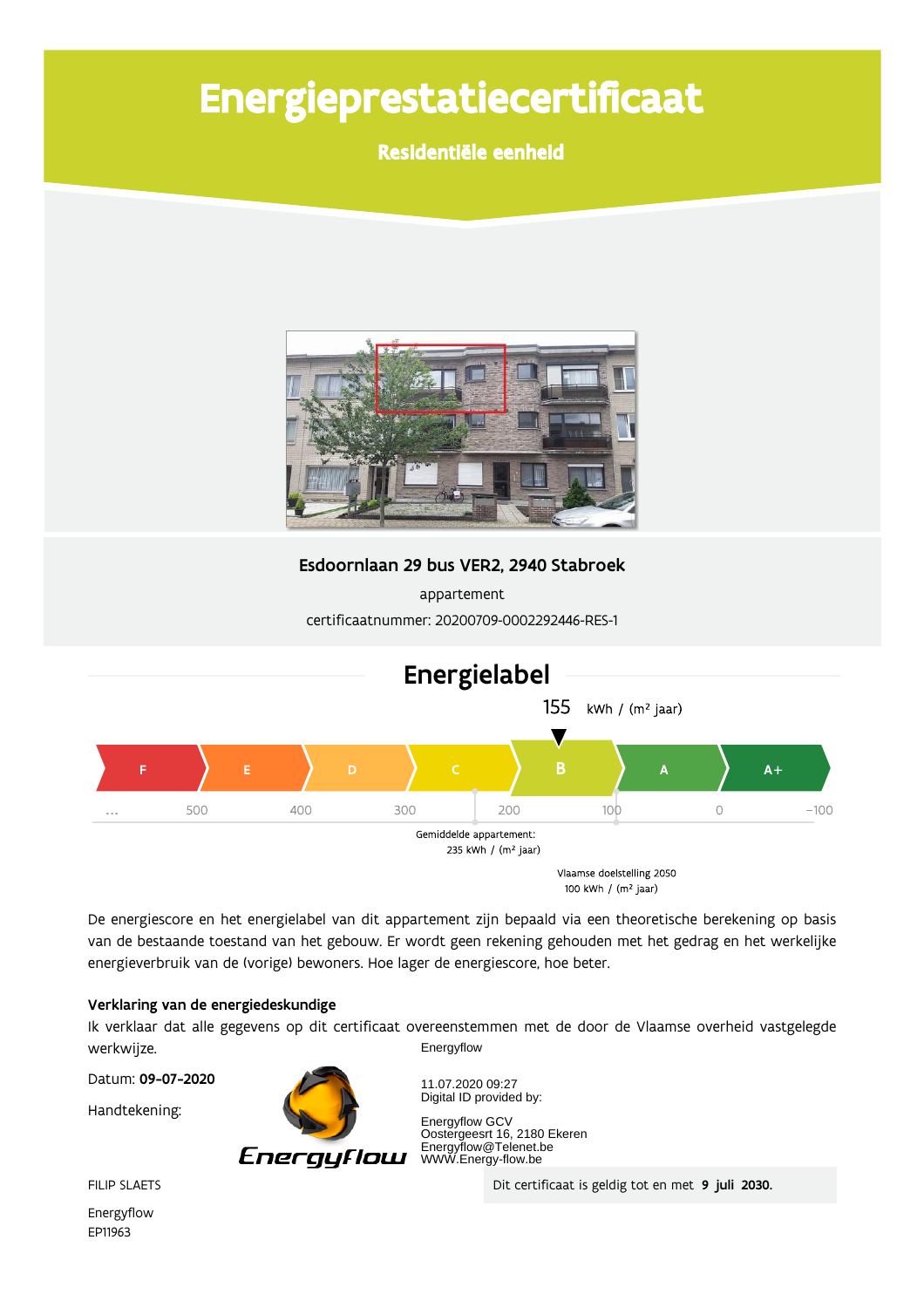# Energieprestatiecertificaat

## Residentiële eenheid

**Esdoornlaan 29 bus VER2, 2940 Stabroek**

appartement

certificaatnummer: 20200709-0002292446-RES-1

## Energielabel

155 kWh / (m² jaar)

| F | E | D | C | B | A | A+ |
|---|---|---|---|---|---|---|

... 500 400 300 200 100 0 −100

Gemiddelde appartement: 235 kWh / (m² jaar)

Vlaamse doelstelling 2050 100 kWh / (m² jaar)

De energiescore en het energielabel van dit appartement zijn bepaald via een theoretische berekening op basis van de bestaande toestand van het gebouw. Er wordt geen rekening gehouden met het gedrag en het werkelijke energieverbruik van de (vorige) bewoners. Hoe lager de energiescore, hoe beter.

**Verklaring van de energiedeskundige**

Ik verklaar dat alle gegevens op dit certificaat overeenstemmen met de door de Vlaamse overheid vastgelegde werkwijze.

Datum: **09-07-2020**

Handtekening:

Energyflow

11.07.2020 09:27
Digital ID provided by:

Energyflow GCV
Oostergeesrt 16, 2180 Ekeren
Energyflow@Telenet.be
WWW.Energy-flow.be

Energyflow

FILIP SLAETS

Energyflow

EP11963

Dit certificaat is geldig tot en met **9 juli 2030.**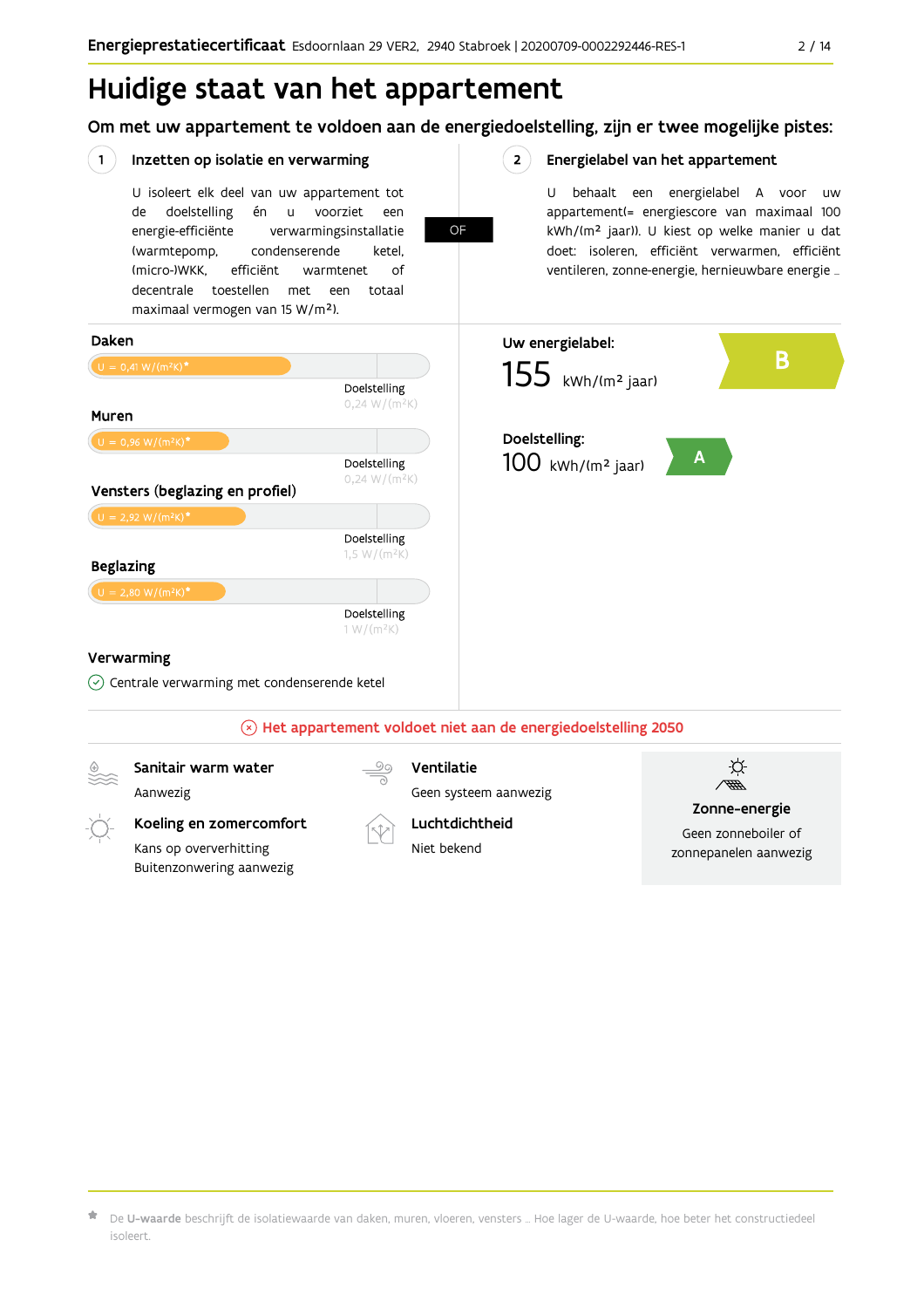# Huidige staat van het appartement

## Om met uw appartement te voldoen aan de energiedoelstelling, zijn er twee mogelijke pistes:

### 1 Inzetten op isolatie en verwarming

U isoleert elk deel van uw appartement tot de doelstelling én u voorziet een energie-efficiënte verwarmingsinstallatie (warmtepomp, condenserende ketel, (micro-)WKK, efficiënt warmtenet of decentrale toestellen met een totaal maximaal vermogen van 15 W/m²).

**OF**

### 2 Energielabel van het appartement

U behaalt een energielabel A voor uw appartement(= energiescore van maximaal 100 kWh/(m² jaar)). U kiest op welke manier u dat doet: isoleren, efficiënt verwarmen, efficiënt ventileren, zonne-energie, hernieuwbare energie ...

**Daken**

U = 0,41 W/(m²K)*

Doelstelling 0,24 W/(m²K)

**Muren**

U = 0,96 W/(m²K)*

Doelstelling 0,24 W/(m²K)

**Vensters (beglazing en profiel)**

U = 2,92 W/(m²K)*

Doelstelling 1,5 W/(m²K)

**Beglazing**

U = 2,80 W/(m²K)*

Doelstelling 1 W/(m²K)

**Verwarming**

✓ Centrale verwarming met condenserende ketel

**Uw energielabel:**

155 kWh/(m² jaar) — B

**Doelstelling:**

100 kWh/(m² jaar) — A

⊗ Het appartement voldoet niet aan de energiedoelstelling 2050

**Sanitair warm water**

Aanwezig

**Ventilatie**

Geen systeem aanwezig

**Koeling en zomercomfort**

Kans op oververhitting

Buitenzonwering aanwezig

**Luchtdichtheid**

Niet bekend

**Zonne-energie**

Geen zonneboiler of zonnepanelen aanwezig

* De **U-waarde** beschrijft de isolatiewaarde van daken, muren, vloeren, vensters ... Hoe lager de U-waarde, hoe beter het constructiedeel isoleert.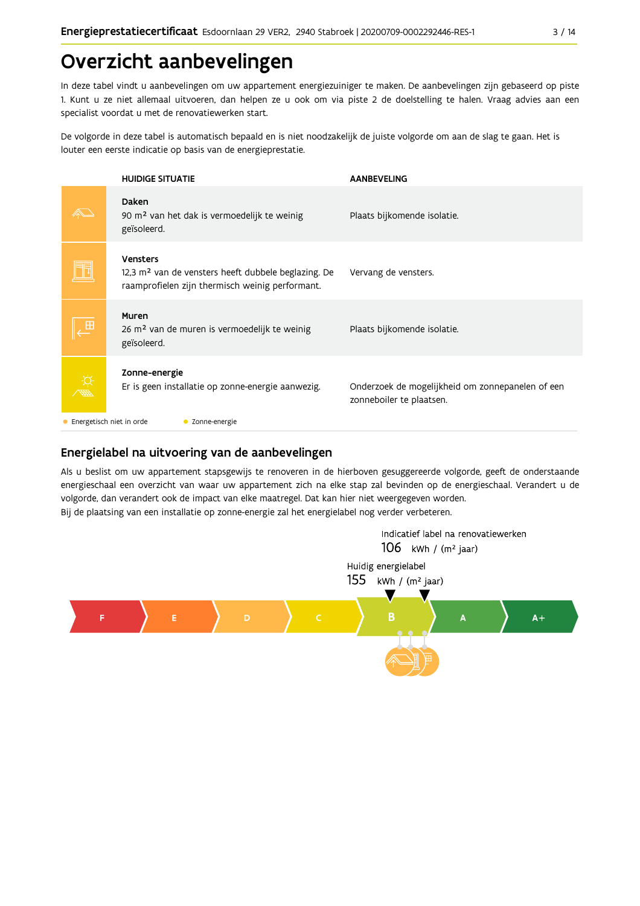# Overzicht aanbevelingen

In deze tabel vindt u aanbevelingen om uw appartement energiezuiniger te maken. De aanbevelingen zijn gebaseerd op piste 1. Kunt u ze niet allemaal uitvoeren, dan helpen ze u ook om via piste 2 de doelstelling te halen. Vraag advies aan een specialist voordat u met de renovatiewerken start.

De volgorde in deze tabel is automatisch bepaald en is niet noodzakelijk de juiste volgorde om aan de slag te gaan. Het is louter een eerste indicatie op basis van de energieprestatie.

| HUIDIGE SITUATIE | AANBEVELING |
|---|---|
| **Daken**<br>90 m² van het dak is vermoedelijk te weinig geïsoleerd. | Plaats bijkomende isolatie. |
| **Vensters**<br>12,3 m² van de vensters heeft dubbele beglazing. De raamprofielen zijn thermisch weinig performant. | Vervang de vensters. |
| **Muren**<br>26 m² van de muren is vermoedelijk te weinig geïsoleerd. | Plaats bijkomende isolatie. |
| **Zonne-energie**<br>Er is geen installatie op zonne-energie aanwezig. | Onderzoek de mogelijkheid om zonnepanelen of een zonneboiler te plaatsen. |

- Energetisch niet in orde
- Zonne-energie

## Energielabel na uitvoering van de aanbevelingen

Als u beslist om uw appartement stapsgewijs te renoveren in de hierboven gesuggereerde volgorde, geeft de onderstaande energieschaal een overzicht van waar uw appartement zich na elke stap zal bevinden op de energieschaal. Verandert u de volgorde, dan verandert ook de impact van elke maatregel. Dat kan hier niet weergegeven worden.
Bij de plaatsing van een installatie op zonne-energie zal het energielabel nog verder verbeteren.

Indicatief label na renovatiewerken
106 kWh / (m² jaar)

Huidig energielabel
155 kWh / (m² jaar)

F | E | D | C | B | A | A+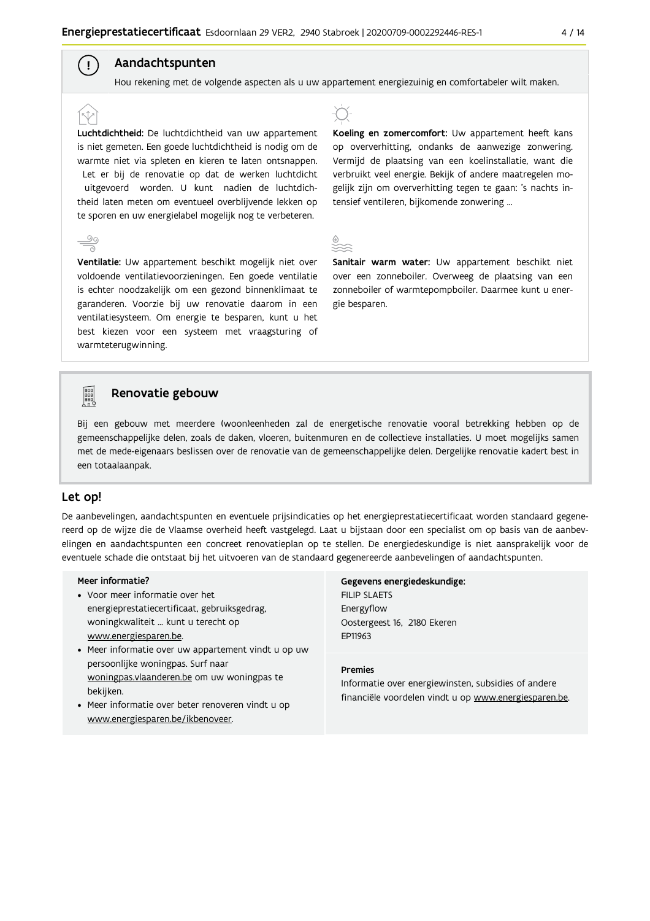## Aandachtspunten

Hou rekening met de volgende aspecten als u uw appartement energiezuinig en comfortabeler wilt maken.

**Luchtdichtheid:** De luchtdichtheid van uw appartement is niet gemeten. Een goede luchtdichtheid is nodig om de warmte niet via spleten en kieren te laten ontsnappen. Let er bij de renovatie op dat de werken luchtdicht uitgevoerd worden. U kunt nadien de luchtdichtheid laten meten om eventueel overblijvende lekken op te sporen en uw energielabel mogelijk nog te verbeteren.

**Ventilatie:** Uw appartement beschikt mogelijk niet over voldoende ventilatievoorzieningen. Een goede ventilatie is echter noodzakelijk om een gezond binnenklimaat te garanderen. Voorzie bij uw renovatie daarom in een ventilatiesysteem. Om energie te besparen, kunt u het best kiezen voor een systeem met vraagsturing of warmteterugwinning.

**Koeling en zomercomfort:** Uw appartement heeft kans op oververhitting, ondanks de aanwezige zonwering. Vermijd de plaatsing van een koelinstallatie, want die verbruikt veel energie. Bekijk of andere maatregelen mogelijk zijn om oververhitting tegen te gaan: 's nachts intensief ventileren, bijkomende zonwering ...

**Sanitair warm water:** Uw appartement beschikt niet over een zonneboiler. Overweeg de plaatsing van een zonneboiler of warmtepompboiler. Daarmee kunt u energie besparen.

## Renovatie gebouw

Bij een gebouw met meerdere (woon)eenheden zal de energetische renovatie vooral betrekking hebben op de gemeenschappelijke delen, zoals de daken, vloeren, buitenmuren en de collectieve installaties. U moet mogelijks samen met de mede-eigenaars beslissen over de renovatie van de gemeenschappelijke delen. Dergelijke renovatie kadert best in een totaalaanpak.

## Let op!

De aanbevelingen, aandachtspunten en eventuele prijsindicaties op het energieprestatiecertificaat worden standaard gegenereerd op de wijze die de Vlaamse overheid heeft vastgelegd. Laat u bijstaan door een specialist om op basis van de aanbevelingen en aandachtspunten een concreet renovatieplan op te stellen. De energiedeskundige is niet aansprakelijk voor de eventuele schade die ontstaat bij het uitvoeren van de standaard gegenereerde aanbevelingen of aandachtspunten.

**Meer informatie?**

- Voor meer informatie over het energieprestatiecertificaat, gebruiksgedrag, woningkwaliteit ... kunt u terecht op www.energiesparen.be.
- Meer informatie over uw appartement vindt u op uw persoonlijke woningpas. Surf naar woningpas.vlaanderen.be om uw woningpas te bekijken.
- Meer informatie over beter renoveren vindt u op www.energiesparen.be/ikbenoveer.

**Gegevens energiedeskundige:**

FILIP SLAETS
Energyflow
Oostergeest 16, 2180 Ekeren
EP11963

**Premies**

Informatie over energiewinsten, subsidies of andere financiële voordelen vindt u op www.energiesparen.be.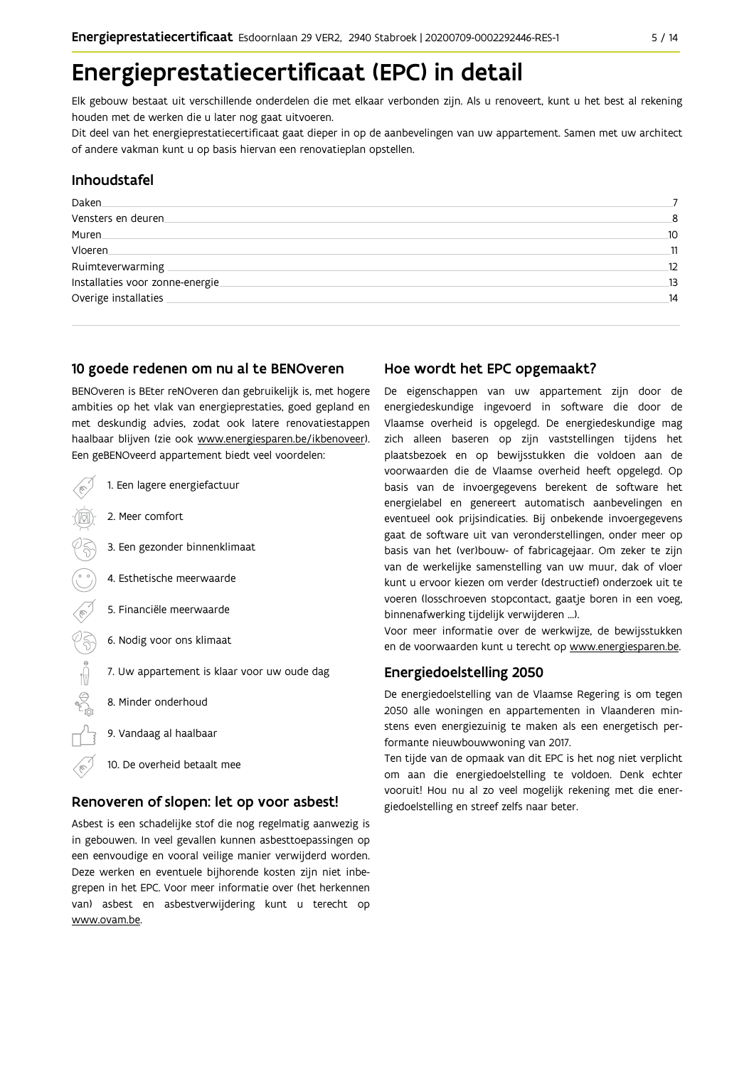# Energieprestatiecertificaat (EPC) in detail

Elk gebouw bestaat uit verschillende onderdelen die met elkaar verbonden zijn. Als u renoveert, kunt u het best al rekening houden met de werken die u later nog gaat uitvoeren.
Dit deel van het energieprestatiecertificaat gaat dieper in op de aanbevelingen van uw appartement. Samen met uw architect of andere vakman kunt u op basis hiervan een renovatieplan opstellen.

## Inhoudstafel

| | |
|---|---|
| Daken | 7 |
| Vensters en deuren | 8 |
| Muren | 10 |
| Vloeren | 11 |
| Ruimteverwarming | 12 |
| Installaties voor zonne-energie | 13 |
| Overige installaties | 14 |

## 10 goede redenen om nu al te BENOveren

BENOveren is BEter reNOveren dan gebruikelijk is, met hogere ambities op het vlak van energieprestaties, goed gepland en met deskundig advies, zodat ook latere renovatiestappen haalbaar blijven (zie ook www.energiesparen.be/ikbenoveer). Een geBENOveerd appartement biedt veel voordelen:

1. Een lagere energiefactuur
2. Meer comfort
3. Een gezonder binnenklimaat
4. Esthetische meerwaarde
5. Financiële meerwaarde
6. Nodig voor ons klimaat
7. Uw appartement is klaar voor uw oude dag
8. Minder onderhoud
9. Vandaag al haalbaar
10. De overheid betaalt mee

## Renoveren of slopen: let op voor asbest!

Asbest is een schadelijke stof die nog regelmatig aanwezig is in gebouwen. In veel gevallen kunnen asbesttoepassingen op een eenvoudige en vooral veilige manier verwijderd worden. Deze werken en eventuele bijhorende kosten zijn niet inbegrepen in het EPC. Voor meer informatie over (het herkennen van) asbest en asbestverwijdering kunt u terecht op www.ovam.be.

## Hoe wordt het EPC opgemaakt?

De eigenschappen van uw appartement zijn door de energiedeskundige ingevoerd in software die door de Vlaamse overheid is opgelegd. De energiedeskundige mag zich alleen baseren op zijn vaststellingen tijdens het plaatsbezoek en op bewijsstukken die voldoen aan de voorwaarden die de Vlaamse overheid heeft opgelegd. Op basis van de invoergegevens berekent de software het energielabel en genereert automatisch aanbevelingen en eventueel ook prijsindicaties. Bij onbekende invoergegevens gaat de software uit van veronderstellingen, onder meer op basis van het (ver)bouw- of fabricagejaar. Om zeker te zijn van de werkelijke samenstelling van uw muur, dak of vloer kunt u ervoor kiezen om verder (destructief) onderzoek uit te voeren (losschroeven stopcontact, gaatje boren in een voeg, binnenafwerking tijdelijk verwijderen ...).
Voor meer informatie over de werkwijze, de bewijsstukken en de voorwaarden kunt u terecht op www.energiesparen.be.

## Energiedoelstelling 2050

De energiedoelstelling van de Vlaamse Regering is om tegen 2050 alle woningen en appartementen in Vlaanderen minstens even energiezuinig te maken als een energetisch performante nieuwbouwwoning van 2017.
Ten tijde van de opmaak van dit EPC is het nog niet verplicht om aan die energiedoelstelling te voldoen. Denk echter vooruit! Hou nu al zo veel mogelijk rekening met die energiedoelstelling en streef zelfs naar beter.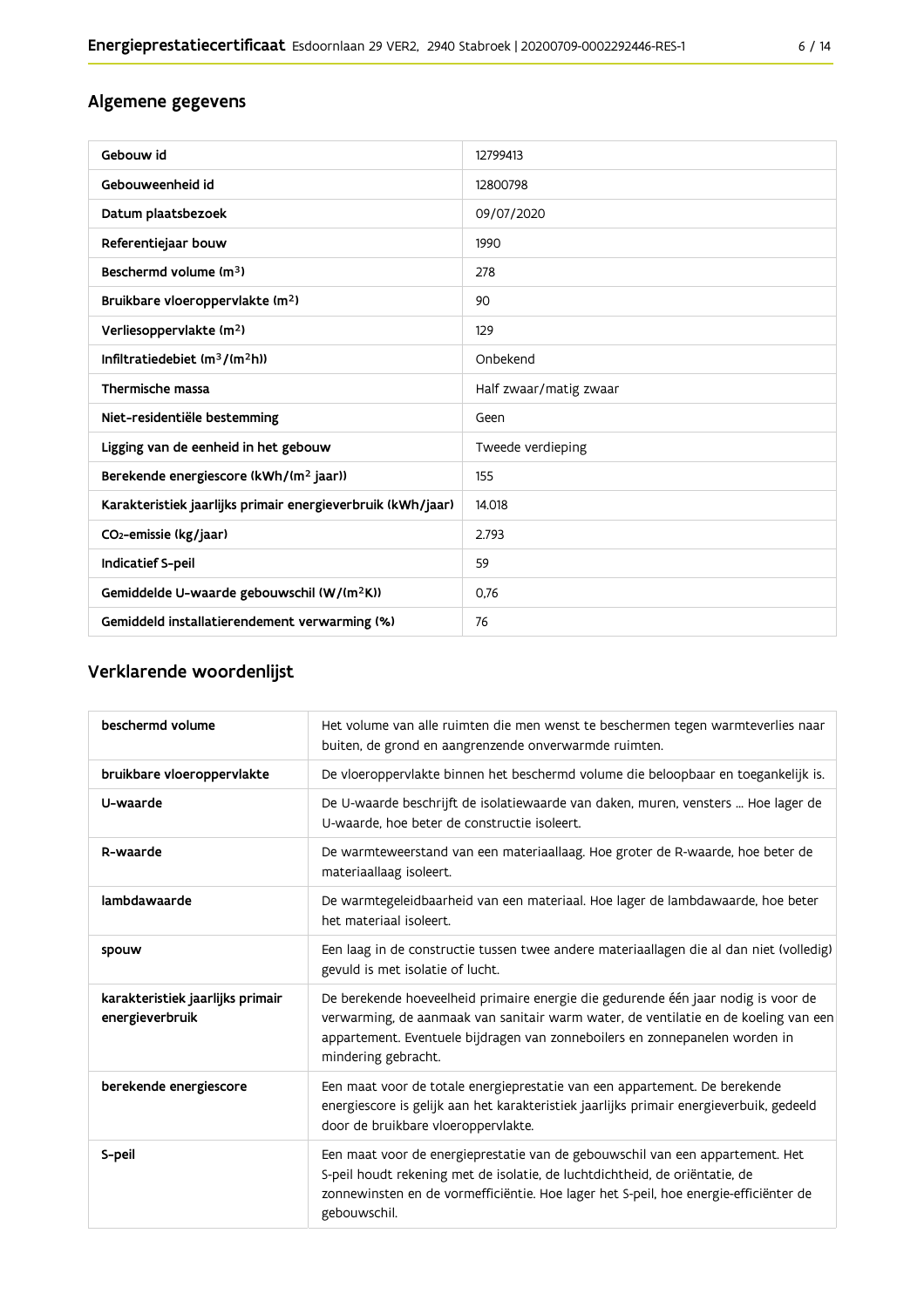## Algemene gegevens

| Gebouw id | 12799413 |
|---|---|
| Gebouweenheid id | 12800798 |
| Datum plaatsbezoek | 09/07/2020 |
| Referentiejaar bouw | 1990 |
| Beschermd volume ($m^3$) | 278 |
| Bruikbare vloeroppervlakte ($m^2$) | 90 |
| Verliesoppervlakte ($m^2$) | 129 |
| Infiltratiedebiet ($m^3/(m^2h)$) | Onbekend |
| Thermische massa | Half zwaar/matig zwaar |
| Niet-residentiële bestemming | Geen |
| Ligging van de eenheid in het gebouw | Tweede verdieping |
| Berekende energiescore (kWh/($m^2$ jaar)) | 155 |
| Karakteristiek jaarlijks primair energieverbruik (kWh/jaar) | 14.018 |
| $CO_2$-emissie (kg/jaar) | 2.793 |
| Indicatief S-peil | 59 |
| Gemiddelde U-waarde gebouwschil (W/($m^2$K)) | 0,76 |
| Gemiddeld installatierendement verwarming (%) | 76 |

## Verklarende woordenlijst

| beschermd volume | Het volume van alle ruimten die men wenst te beschermen tegen warmteverlies naar buiten, de grond en aangrenzende onverwarmde ruimten. |
|---|---|
| bruikbare vloeroppervlakte | De vloeroppervlakte binnen het beschermd volume die beloopbaar en toegankelijk is. |
| U-waarde | De U-waarde beschrijft de isolatiewaarde van daken, muren, vensters ... Hoe lager de U-waarde, hoe beter de constructie isoleert. |
| R-waarde | De warmteweerstand van een materiaallaag. Hoe groter de R-waarde, hoe beter de materiaallaag isoleert. |
| lambdawaarde | De warmtegeleidbaarheid van een materiaal. Hoe lager de lambdawaarde, hoe beter het materiaal isoleert. |
| spouw | Een laag in de constructie tussen twee andere materiaallagen die al dan niet (volledig) gevuld is met isolatie of lucht. |
| karakteristiek jaarlijks primair energieverbruik | De berekende hoeveelheid primaire energie die gedurende één jaar nodig is voor de verwarming, de aanmaak van sanitair warm water, de ventilatie en de koeling van een appartement. Eventuele bijdragen van zonneboilers en zonnepanelen worden in mindering gebracht. |
| berekende energiescore | Een maat voor de totale energieprestatie van een appartement. De berekende energiescore is gelijk aan het karakteristiek jaarlijks primair energieverbuik, gedeeld door de bruikbare vloeroppervlakte. |
| S-peil | Een maat voor de energieprestatie van de gebouwschil van een appartement. Het S-peil houdt rekening met de isolatie, de luchtdichtheid, de oriëntatie, de zonnewinsten en de vormefficiëntie. Hoe lager het S-peil, hoe energie-efficiënter de gebouwschil. |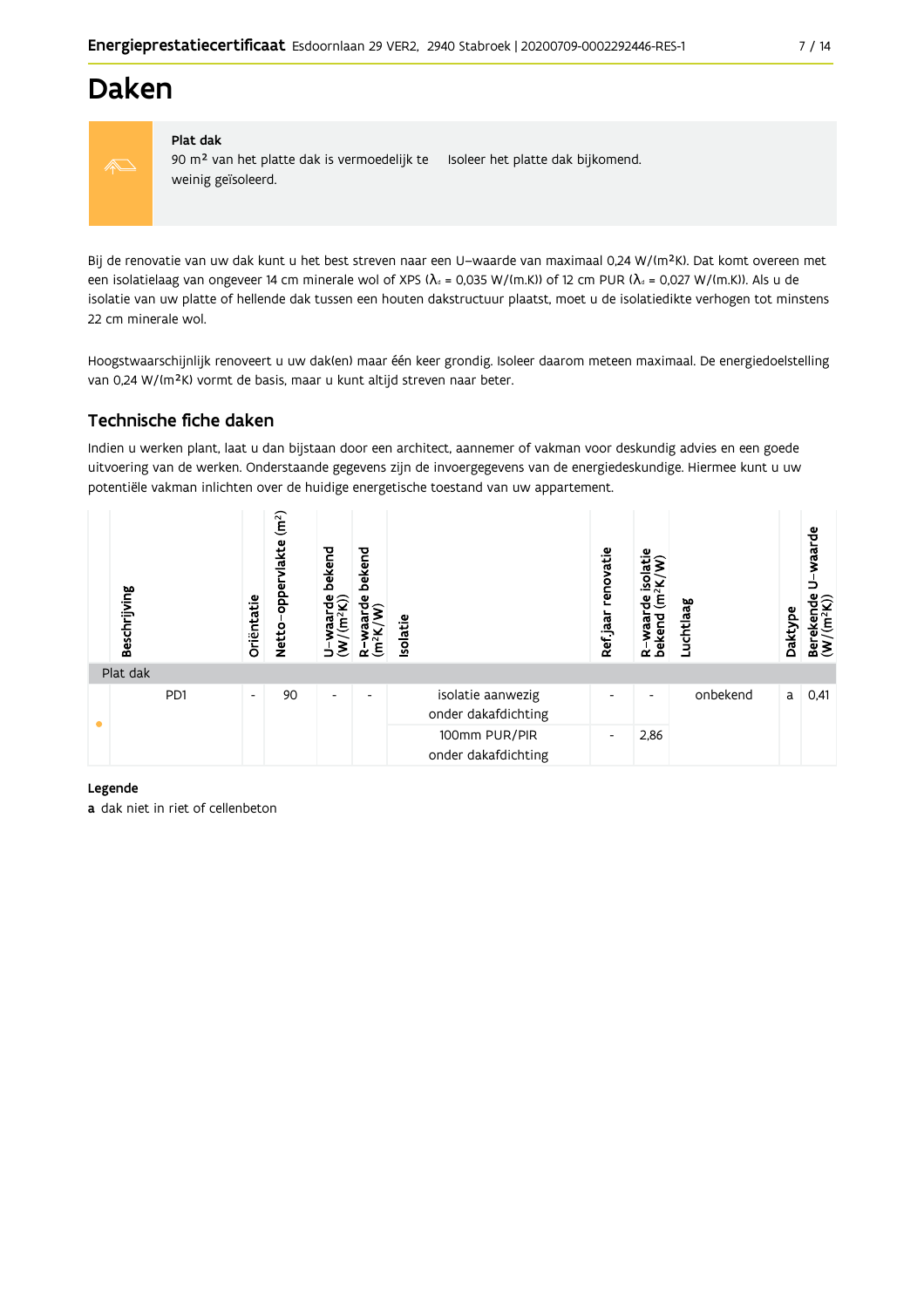// Daken

# Daken

**Plat dak**

90 m² van het platte dak is vermoedelijk te weinig geïsoleerd.

Isoleer het platte dak bijkomend.

Bij de renovatie van uw dak kunt u het best streven naar een U-waarde van maximaal 0,24 W/(m²K). Dat komt overeen met een isolatielaag van ongeveer 14 cm minerale wol of XPS ($\lambda_d$ = 0,035 W/(m.K)) of 12 cm PUR ($\lambda_d$ = 0,027 W/(m.K)). Als u de isolatie van uw platte of hellende dak tussen een houten dakstructuur plaatst, moet u de isolatiedikte verhogen tot minstens 22 cm minerale wol.

Hoogstwaarschijnlijk renoveert u uw dak(en) maar één keer grondig. Isoleer daarom meteen maximaal. De energiedoelstelling van 0,24 W/(m²K) vormt de basis, maar u kunt altijd streven naar beter.

## Technische fiche daken

Indien u werken plant, laat u dan bijstaan door een architect, aannemer of vakman voor deskundig advies en een goede uitvoering van de werken. Onderstaande gegevens zijn de invoergegevens van de energiedeskundige. Hiermee kunt u uw potentiële vakman inlichten over de huidige energetische toestand van uw appartement.

| | Beschrijving | Oriëntatie | Netto-oppervlakte (m²) | U-waarde bekend (W/(m²K)) | R-waarde bekend (m²K/W) | Isolatie | Ref.jaar renovatie | R-waarde isolatie bekend (m²K/W) | Luchtlaag | Daktype | Berekende U-waarde (W/(m²K)) |
|---|---|---|---|---|---|---|---|---|---|---|---|
| **Plat dak** | | | | | | | | | | | |
| • | PD1 | - | 90 | - | - | isolatie aanwezig onder dakafdichting | - | - | onbekend | a | 0,41 |
| | | | | | | 100mm PUR/PIR onder dakafdichting | - | 2,86 | | | |

**Legende**

**a** dak niet in riet of cellenbeton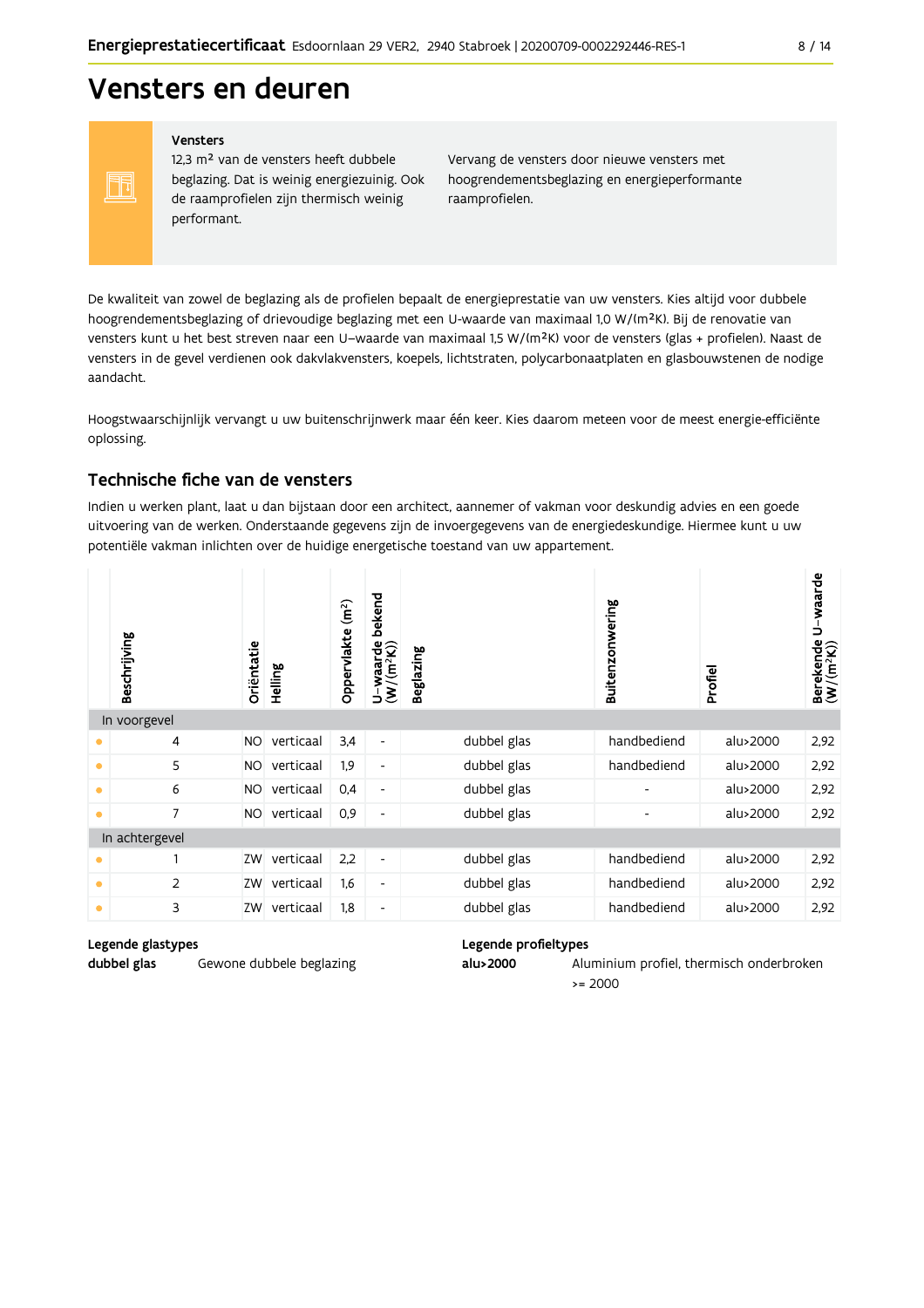# Vensters en deuren

**Vensters**

12,3 m² van de vensters heeft dubbele beglazing. Dat is weinig energiezuinig. Ook de raamprofielen zijn thermisch weinig performant.

Vervang de vensters door nieuwe vensters met hoogrendementsbeglazing en energieperformante raamprofielen.

De kwaliteit van zowel de beglazing als de profielen bepaalt de energieprestatie van uw vensters. Kies altijd voor dubbele hoogrendementsbeglazing of drievoudige beglazing met een U-waarde van maximaal 1,0 W/(m²K). Bij de renovatie van vensters kunt u het best streven naar een U–waarde van maximaal 1,5 W/(m²K) voor de vensters (glas + profielen). Naast de vensters in de gevel verdienen ook dakvlakvensters, koepels, lichtstraten, polycarbonaatplaten en glasbouwstenen de nodige aandacht.

Hoogstwaarschijnlijk vervangt u uw buitenschrijnwerk maar één keer. Kies daarom meteen voor de meest energie-efficiënte oplossing.

## Technische fiche van de vensters

Indien u werken plant, laat u dan bijstaan door een architect, aannemer of vakman voor deskundig advies en een goede uitvoering van de werken. Onderstaande gegevens zijn de invoergegevens van de energiedeskundige. Hiermee kunt u uw potentiële vakman inlichten over de huidige energetische toestand van uw appartement.

| | Beschrijving | Oriëntatie | Helling | Oppervlakte (m²) | U–waarde bekend (W/(m²K)) | Beglazing | Buitenzonwering | Profiel | Berekende U–waarde (W/(m²K)) |
|---|---|---|---|---|---|---|---|---|---|
| **In voorgevel** | | | | | | | | | |
| • | 4 | NO | verticaal | 3,4 | - | dubbel glas | handbediend | alu>2000 | 2,92 |
| • | 5 | NO | verticaal | 1,9 | - | dubbel glas | handbediend | alu>2000 | 2,92 |
| • | 6 | NO | verticaal | 0,4 | - | dubbel glas | - | alu>2000 | 2,92 |
| • | 7 | NO | verticaal | 0,9 | - | dubbel glas | - | alu>2000 | 2,92 |
| **In achtergevel** | | | | | | | | | |
| • | 1 | ZW | verticaal | 2,2 | - | dubbel glas | handbediend | alu>2000 | 2,92 |
| • | 2 | ZW | verticaal | 1,6 | - | dubbel glas | handbediend | alu>2000 | 2,92 |
| • | 3 | ZW | verticaal | 1,8 | - | dubbel glas | handbediend | alu>2000 | 2,92 |

**Legende glastypes**

**dubbel glas** Gewone dubbele beglazing

**Legende profieltypes**

**alu>2000** Aluminium profiel, thermisch onderbroken >= 2000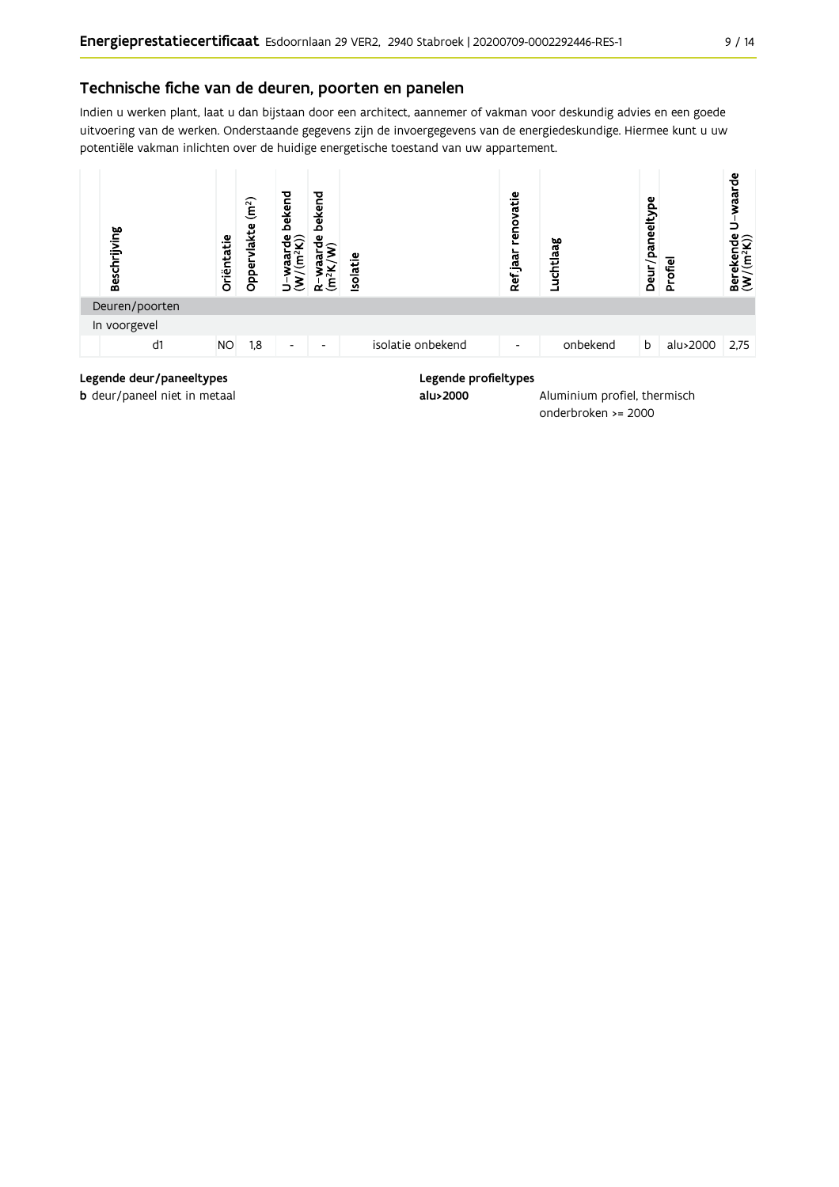## Technische fiche van de deuren, poorten en panelen

Indien u werken plant, laat u dan bijstaan door een architect, aannemer of vakman voor deskundig advies en een goede uitvoering van de werken. Onderstaande gegevens zijn de invoergegevens van de energiedeskundige. Hiermee kunt u uw potentiële vakman inlichten over de huidige energetische toestand van uw appartement.

| Beschrijving | Oriëntatie | Oppervlakte (m²) | U-waarde bekend (W/(m²K)) | R-waarde bekend (m²K/W) | Isolatie | Ref.jaar renovatie | Luchtlaag | Deur/paneeltype | Profiel | Berekende U-waarde (W/(m²K)) |
|---|---|---|---|---|---|---|---|---|---|---|
| Deuren/poorten | | | | | | | | | | |
| In voorgevel | | | | | | | | | | |
| d1 | NO | 1,8 | - | - | isolatie onbekend | - | onbekend | b | alu>2000 | 2,75 |

**Legende deur/paneeltypes**

**b** deur/paneel niet in metaal

**Legende profieltypes**

**alu>2000** Aluminium profiel, thermisch onderbroken >= 2000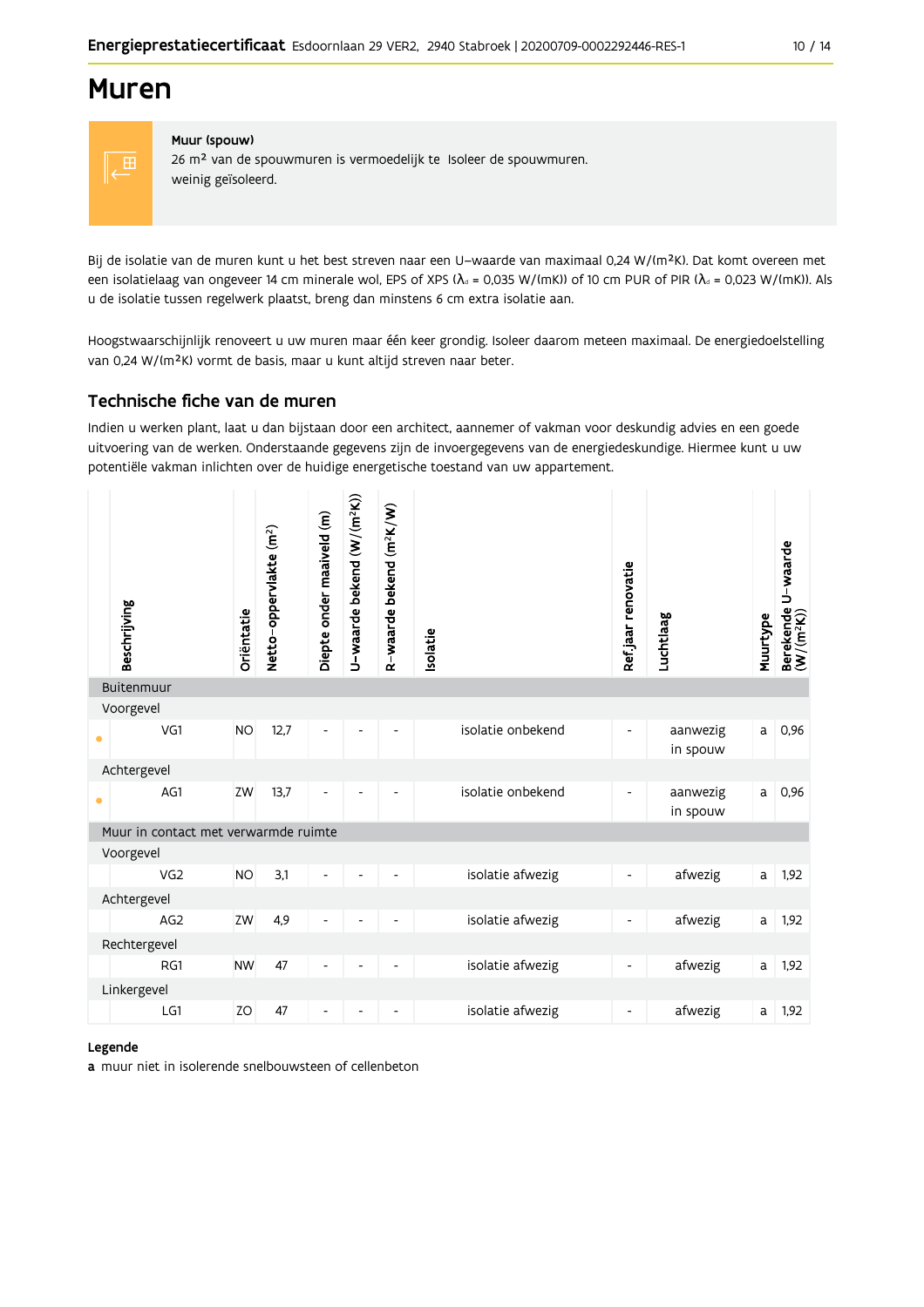# Muren

**Muur (spouw)**

26 m² van de spouwmuren is vermoedelijk te weinig geïsoleerd.

Isoleer de spouwmuren.

Bij de isolatie van de muren kunt u het best streven naar een U-waarde van maximaal 0,24 W/(m²K). Dat komt overeen met een isolatielaag van ongeveer 14 cm minerale wol, EPS of XPS ($\lambda_d$ = 0,035 W/(mK)) of 10 cm PUR of PIR ($\lambda_d$ = 0,023 W/(mK)). Als u de isolatie tussen regelwerk plaatst, breng dan minstens 6 cm extra isolatie aan.

Hoogstwaarschijnlijk renoveert u uw muren maar één keer grondig. Isoleer daarom meteen maximaal. De energiedoelstelling van 0,24 W/(m²K) vormt de basis, maar u kunt altijd streven naar beter.

## Technische fiche van de muren

Indien u werken plant, laat u dan bijstaan door een architect, aannemer of vakman voor deskundig advies en een goede uitvoering van de werken. Onderstaande gegevens zijn de invoergegevens van de energiedeskundige. Hiermee kunt u uw potentiële vakman inlichten over de huidige energetische toestand van uw appartement.

| | Beschrijving | Oriëntatie | Netto-oppervlakte (m²) | Diepte onder maaiveld (m) | U-waarde bekend (W/(m²K)) | R-waarde bekend (m²K/W) | Isolatie | Ref.jaar renovatie | Luchtlaag | Muurtype | Berekende U-waarde (W/(m²K)) |
|---|---|---|---|---|---|---|---|---|---|---|---|
| **Buitenmuur** | | | | | | | | | | | |
| Voorgevel | | | | | | | | | | | |
| • | VG1 | NO | 12,7 | - | - | - | isolatie onbekend | - | aanwezig in spouw | a | 0,96 |
| Achtergevel | | | | | | | | | | | |
| • | AG1 | ZW | 13,7 | - | - | - | isolatie onbekend | - | aanwezig in spouw | a | 0,96 |
| **Muur in contact met verwarmde ruimte** | | | | | | | | | | | |
| Voorgevel | | | | | | | | | | | |
| | VG2 | NO | 3,1 | - | - | - | isolatie afwezig | - | afwezig | a | 1,92 |
| Achtergevel | | | | | | | | | | | |
| | AG2 | ZW | 4,9 | - | - | - | isolatie afwezig | - | afwezig | a | 1,92 |
| Rechtergevel | | | | | | | | | | | |
| | RG1 | NW | 47 | - | - | - | isolatie afwezig | - | afwezig | a | 1,92 |
| Linkergevel | | | | | | | | | | | |
| | LG1 | ZO | 47 | - | - | - | isolatie afwezig | - | afwezig | a | 1,92 |

**Legende**

**a** muur niet in isolerende snelbouwsteen of cellenbeton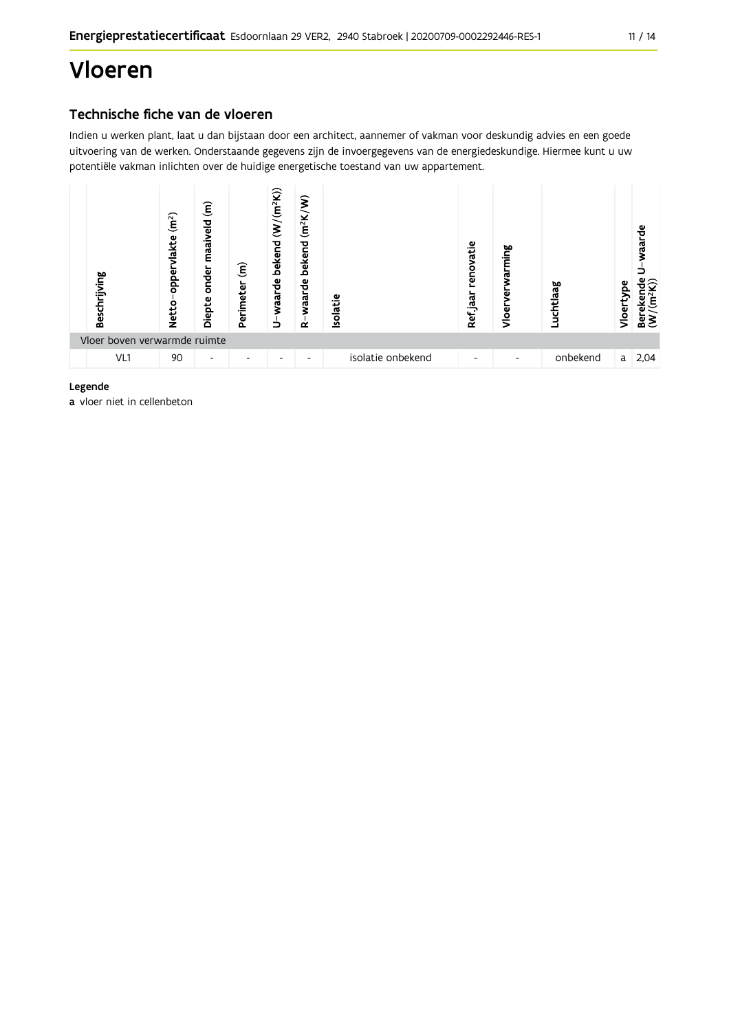# Vloeren

## Technische fiche van de vloeren

Indien u werken plant, laat u dan bijstaan door een architect, aannemer of vakman voor deskundig advies en een goede uitvoering van de werken. Onderstaande gegevens zijn de invoergegevens van de energiedeskundige. Hiermee kunt u uw potentiële vakman inlichten over de huidige energetische toestand van uw appartement.

| Beschrijving | Netto-oppervlakte ($m^2$) | Diepte onder maaiveld (m) | Perimeter (m) | U-waarde bekend ($W/(m^2K)$) | R-waarde bekend ($m^2K/W$) | Isolatie | Ref.jaar renovatie | Vloerverwarming | Luchtlaag | Vloertype | Berekende U-waarde ($W/(m^2K)$) |
|---|---|---|---|---|---|---|---|---|---|---|---|
| Vloer boven verwarmde ruimte | | | | | | | | | | | |
| VL1 | 90 | - | - | - | - | isolatie onbekend | - | - | onbekend | a | 2,04 |

**Legende**

**a** vloer niet in cellenbeton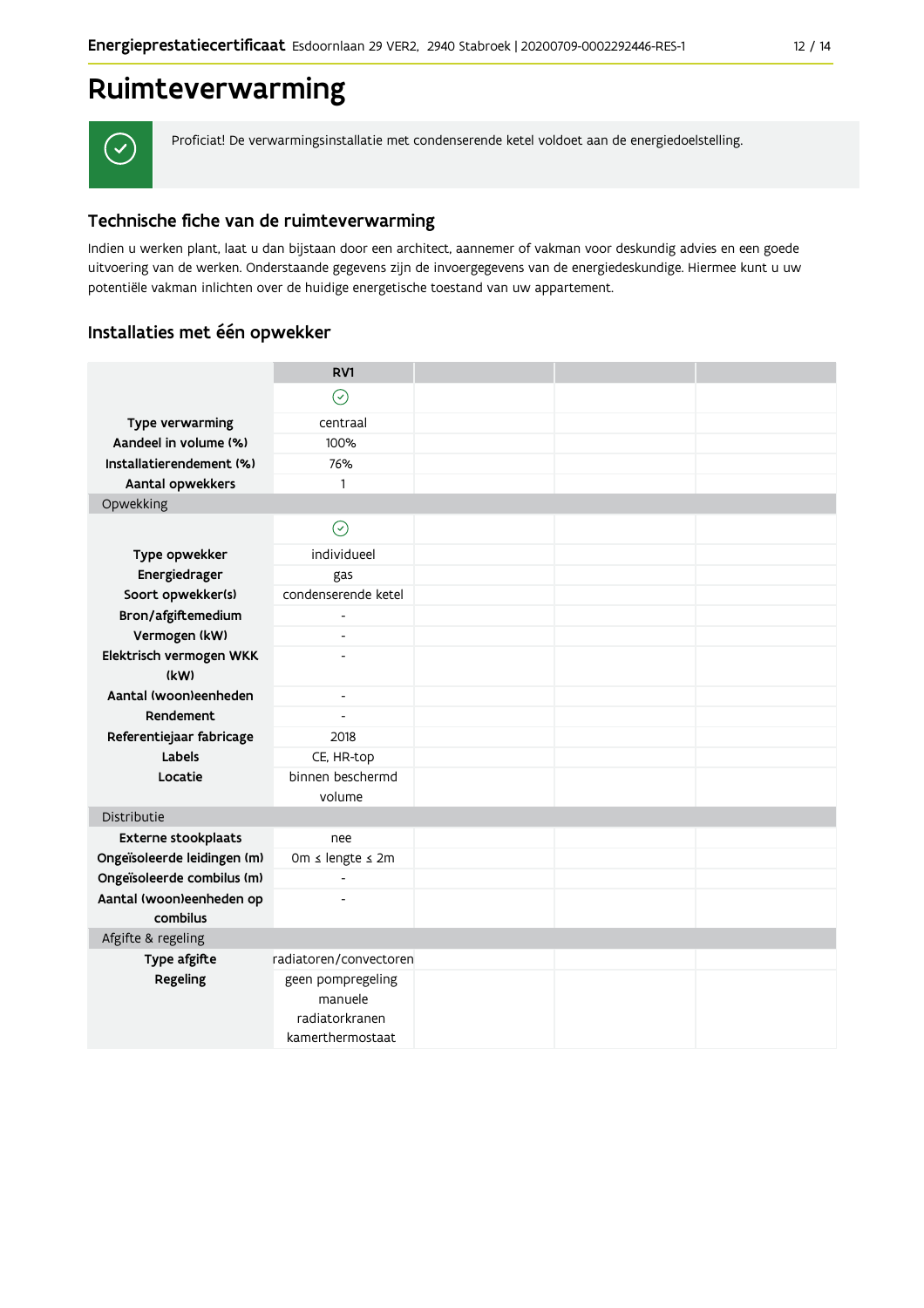# Ruimteverwarming

Proficiat! De verwarmingsinstallatie met condenserende ketel voldoet aan de energiedoelstelling.

## Technische fiche van de ruimteverwarming

Indien u werken plant, laat u dan bijstaan door een architect, aannemer of vakman voor deskundig advies en een goede uitvoering van de werken. Onderstaande gegevens zijn de invoergegevens van de energiedeskundige. Hiermee kunt u uw potentiële vakman inlichten over de huidige energetische toestand van uw appartement.

### Installaties met één opwekker

| | RV1 | | | |
|---|---|---|---|---|
| | ✓ | | | |
| **Type verwarming** | centraal | | | |
| **Aandeel in volume (%)** | 100% | | | |
| **Installatierendement (%)** | 76% | | | |
| **Aantal opwekkers** | 1 | | | |
| Opwekking | | | | |
| | ✓ | | | |
| **Type opwekker** | individueel | | | |
| **Energiedrager** | gas | | | |
| **Soort opwekker(s)** | condenserende ketel | | | |
| **Bron/afgiftemedium** | - | | | |
| **Vermogen (kW)** | - | | | |
| **Elektrisch vermogen WKK (kW)** | - | | | |
| **Aantal (woon)eenheden** | - | | | |
| **Rendement** | - | | | |
| **Referentiejaar fabricage** | 2018 | | | |
| **Labels** | CE, HR-top | | | |
| **Locatie** | binnen beschermd volume | | | |
| Distributie | | | | |
| **Externe stookplaats** | nee | | | |
| **Ongeïsoleerde leidingen (m)** | 0m ≤ lengte ≤ 2m | | | |
| **Ongeïsoleerde combilus (m)** | - | | | |
| **Aantal (woon)eenheden op combilus** | - | | | |
| Afgifte & regeling | | | | |
| **Type afgifte** | radiatoren/convectoren | | | |
| **Regeling** | geen pompregeling<br>manuele radiatorkranen<br>kamerthermostaat | | | |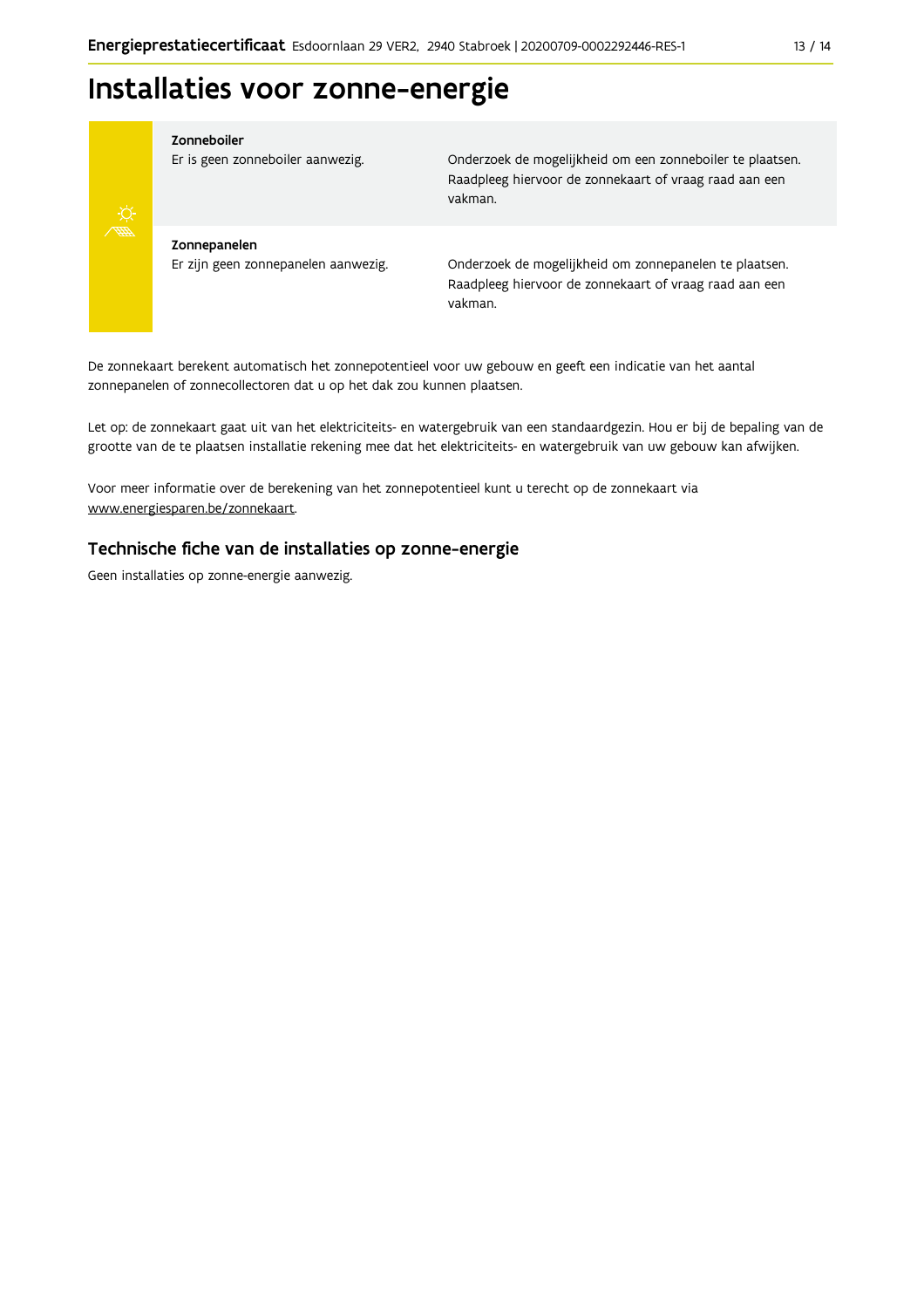# Installaties voor zonne-energie

| | |
|---|---|
| **Zonneboiler**<br>Er is geen zonneboiler aanwezig. | Onderzoek de mogelijkheid om een zonneboiler te plaatsen. Raadpleeg hiervoor de zonnekaart of vraag raad aan een vakman. |
| **Zonnepanelen**<br>Er zijn geen zonnepanelen aanwezig. | Onderzoek de mogelijkheid om zonnepanelen te plaatsen. Raadpleeg hiervoor de zonnekaart of vraag raad aan een vakman. |

De zonnekaart berekent automatisch het zonnepotentieel voor uw gebouw en geeft een indicatie van het aantal zonnepanelen of zonnecollectoren dat u op het dak zou kunnen plaatsen.

Let op: de zonnekaart gaat uit van het elektriciteits- en watergebruik van een standaardgezin. Hou er bij de bepaling van de grootte van de te plaatsen installatie rekening mee dat het elektriciteits- en watergebruik van uw gebouw kan afwijken.

Voor meer informatie over de berekening van het zonnepotentieel kunt u terecht op de zonnekaart via www.energiesparen.be/zonnekaart.

## Technische fiche van de installaties op zonne-energie

Geen installaties op zonne-energie aanwezig.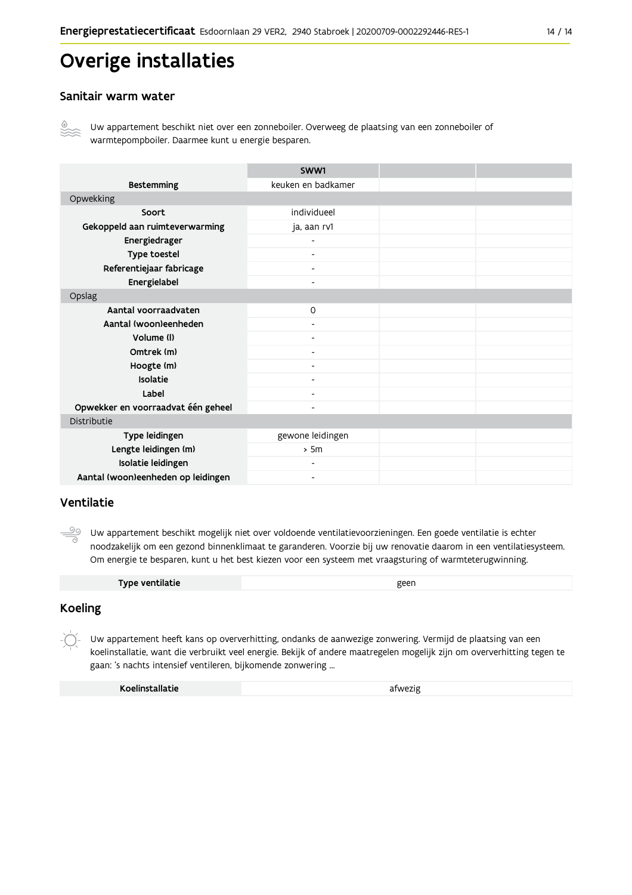# Overige installaties

## Sanitair warm water

Uw appartement beschikt niet over een zonneboiler. Overweeg de plaatsing van een zonneboiler of warmtepompboiler. Daarmee kunt u energie besparen.

| | SWW1 | | |
|---|---|---|---|
| **Bestemming** | keuken en badkamer | | |
| Opwekking | | | |
| **Soort** | individueel | | |
| **Gekoppeld aan ruimteverwarming** | ja, aan rv1 | | |
| **Energiedrager** | - | | |
| **Type toestel** | - | | |
| **Referentiejaar fabricage** | - | | |
| **Energielabel** | - | | |
| Opslag | | | |
| **Aantal voorraadvaten** | 0 | | |
| **Aantal (woon)eenheden** | - | | |
| **Volume (l)** | - | | |
| **Omtrek (m)** | - | | |
| **Hoogte (m)** | - | | |
| **Isolatie** | - | | |
| **Label** | - | | |
| **Opwekker en voorraadvat één geheel** | - | | |
| Distributie | | | |
| **Type leidingen** | gewone leidingen | | |
| **Lengte leidingen (m)** | > 5m | | |
| **Isolatie leidingen** | - | | |
| **Aantal (woon)eenheden op leidingen** | - | | |

## Ventilatie

Uw appartement beschikt mogelijk niet over voldoende ventilatievoorzieningen. Een goede ventilatie is echter noodzakelijk om een gezond binnenklimaat te garanderen. Voorzie bij uw renovatie daarom in een ventilatiesysteem. Om energie te besparen, kunt u het best kiezen voor een systeem met vraagsturing of warmteterugwinning.

| | |
|---|---|
| **Type ventilatie** | geen |

## Koeling

Uw appartement heeft kans op oververhitting, ondanks de aanwezige zonwering. Vermijd de plaatsing van een koelinstallatie, want die verbruikt veel energie. Bekijk of andere maatregelen mogelijk zijn om oververhitting tegen te gaan: 's nachts intensief ventileren, bijkomende zonwering ...

| | |
|---|---|
| **Koelinstallatie** | afwezig |